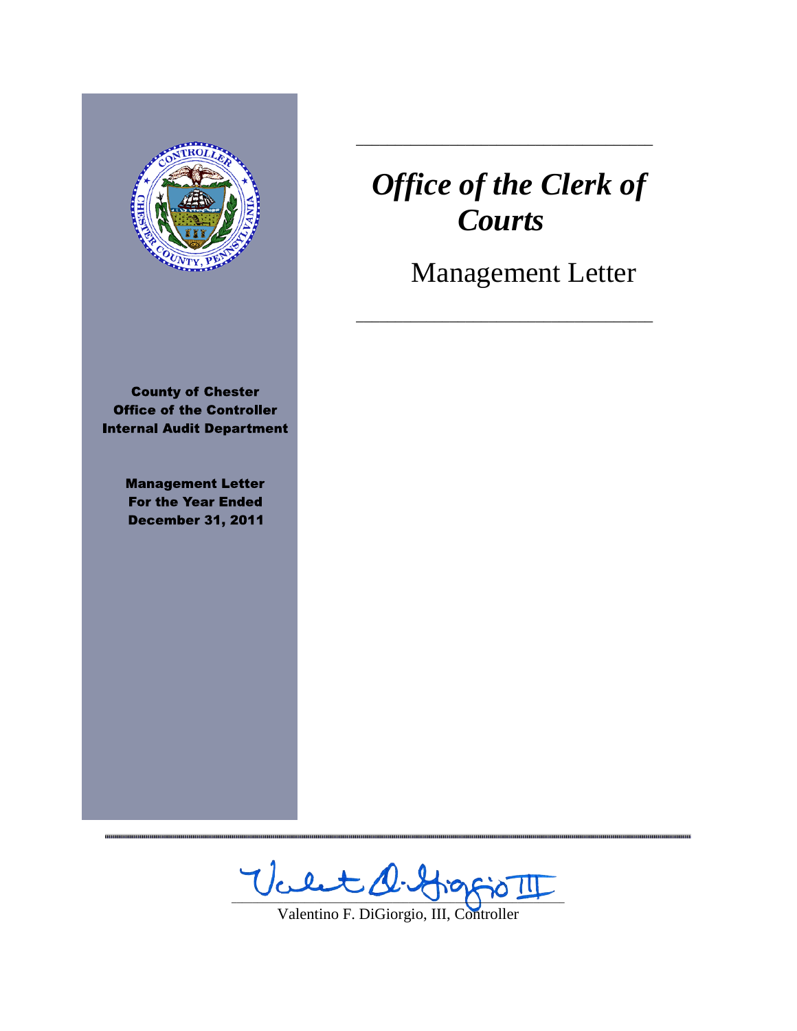# *Office of the Clerk of Courts*

## Management Letter

**County of Chester**
**Office of the Controller**
**Internal Audit Department**

**Management Letter**
**For the Year Ended**
**December 31, 2011**

Valentino F. DiGiorgio, III, Controller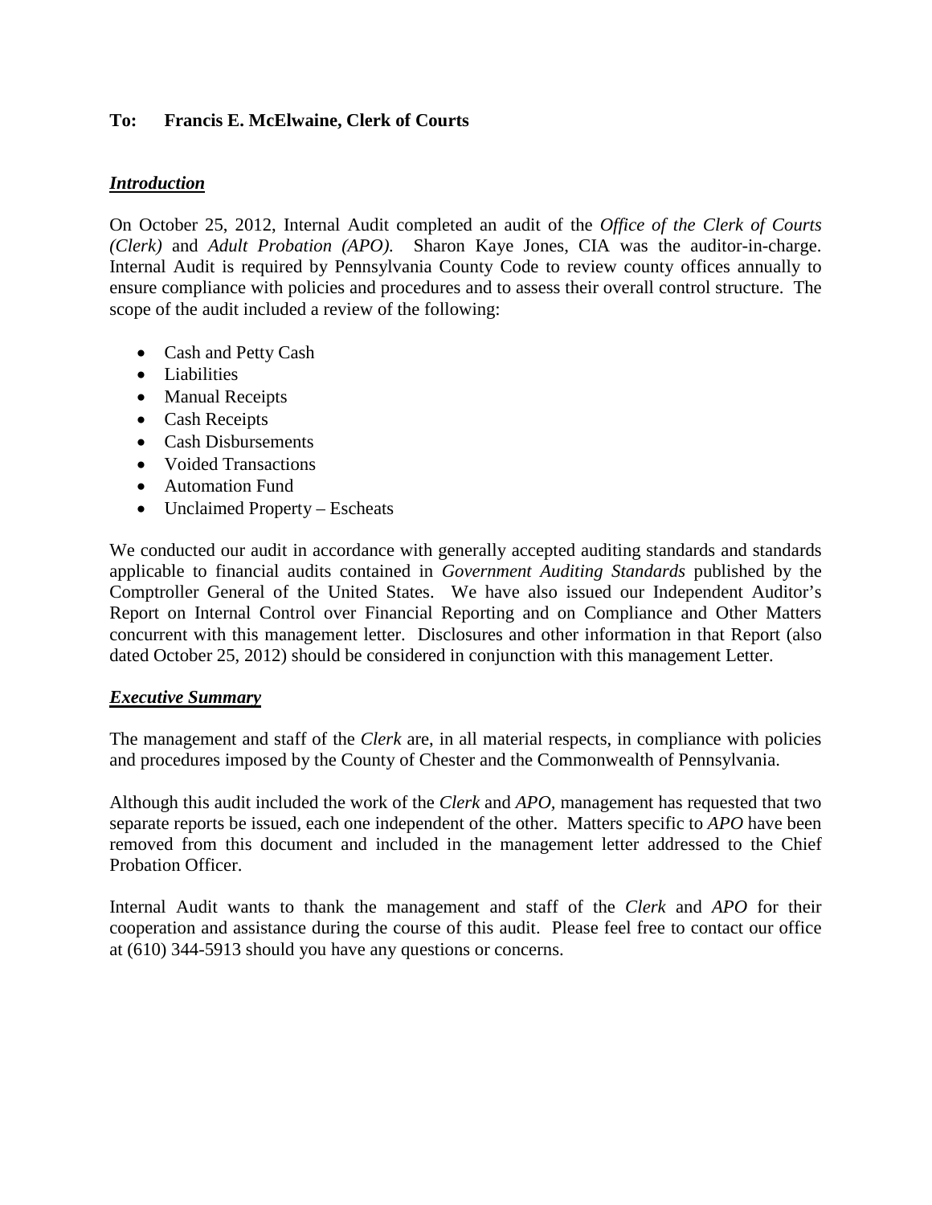**To: Francis E. McElwaine, Clerk of Courts**

***Introduction***

On October 25, 2012, Internal Audit completed an audit of the *Office of the Clerk of Courts (Clerk)* and *Adult Probation (APO).* Sharon Kaye Jones, CIA was the auditor-in-charge. Internal Audit is required by Pennsylvania County Code to review county offices annually to ensure compliance with policies and procedures and to assess their overall control structure. The scope of the audit included a review of the following:

- Cash and Petty Cash
- Liabilities
- Manual Receipts
- Cash Receipts
- Cash Disbursements
- Voided Transactions
- Automation Fund
- Unclaimed Property – Escheats

We conducted our audit in accordance with generally accepted auditing standards and standards applicable to financial audits contained in *Government Auditing Standards* published by the Comptroller General of the United States. We have also issued our Independent Auditor's Report on Internal Control over Financial Reporting and on Compliance and Other Matters concurrent with this management letter. Disclosures and other information in that Report (also dated October 25, 2012) should be considered in conjunction with this management Letter.

***Executive Summary***

The management and staff of the *Clerk* are, in all material respects, in compliance with policies and procedures imposed by the County of Chester and the Commonwealth of Pennsylvania.

Although this audit included the work of the *Clerk* and *APO*, management has requested that two separate reports be issued, each one independent of the other. Matters specific to *APO* have been removed from this document and included in the management letter addressed to the Chief Probation Officer.

Internal Audit wants to thank the management and staff of the *Clerk* and *APO* for their cooperation and assistance during the course of this audit. Please feel free to contact our office at (610) 344-5913 should you have any questions or concerns.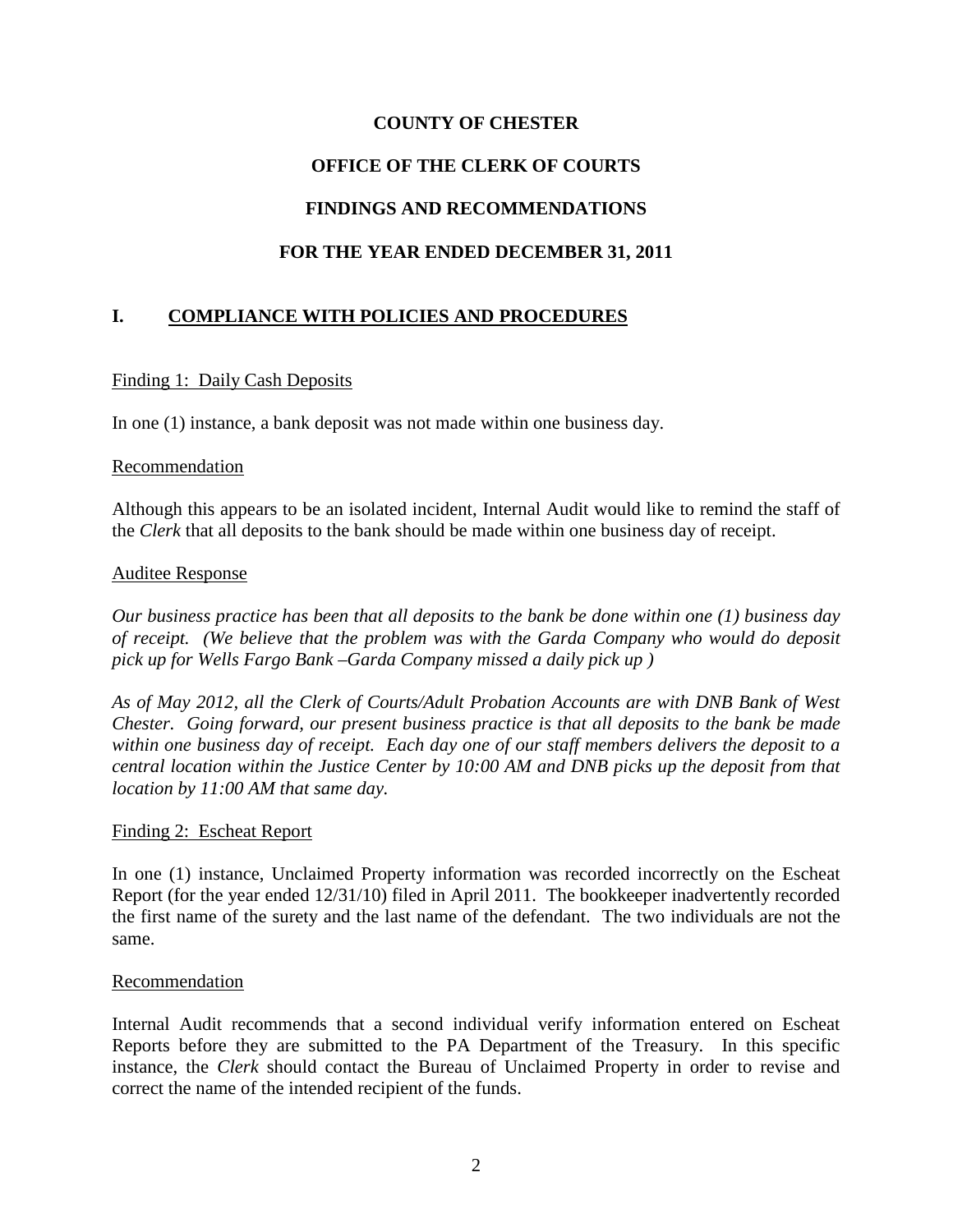**COUNTY OF CHESTER**

**OFFICE OF THE CLERK OF COURTS**

**FINDINGS AND RECOMMENDATIONS**

**FOR THE YEAR ENDED DECEMBER 31, 2011**

## I. COMPLIANCE WITH POLICIES AND PROCEDURES

Finding 1: Daily Cash Deposits

In one (1) instance, a bank deposit was not made within one business day.

Recommendation

Although this appears to be an isolated incident, Internal Audit would like to remind the staff of the *Clerk* that all deposits to the bank should be made within one business day of receipt.

Auditee Response

*Our business practice has been that all deposits to the bank be done within one (1) business day of receipt. (We believe that the problem was with the Garda Company who would do deposit pick up for Wells Fargo Bank –Garda Company missed a daily pick up )*

*As of May 2012, all the Clerk of Courts/Adult Probation Accounts are with DNB Bank of West Chester. Going forward, our present business practice is that all deposits to the bank be made within one business day of receipt. Each day one of our staff members delivers the deposit to a central location within the Justice Center by 10:00 AM and DNB picks up the deposit from that location by 11:00 AM that same day.*

Finding 2: Escheat Report

In one (1) instance, Unclaimed Property information was recorded incorrectly on the Escheat Report (for the year ended 12/31/10) filed in April 2011. The bookkeeper inadvertently recorded the first name of the surety and the last name of the defendant. The two individuals are not the same.

Recommendation

Internal Audit recommends that a second individual verify information entered on Escheat Reports before they are submitted to the PA Department of the Treasury. In this specific instance, the *Clerk* should contact the Bureau of Unclaimed Property in order to revise and correct the name of the intended recipient of the funds.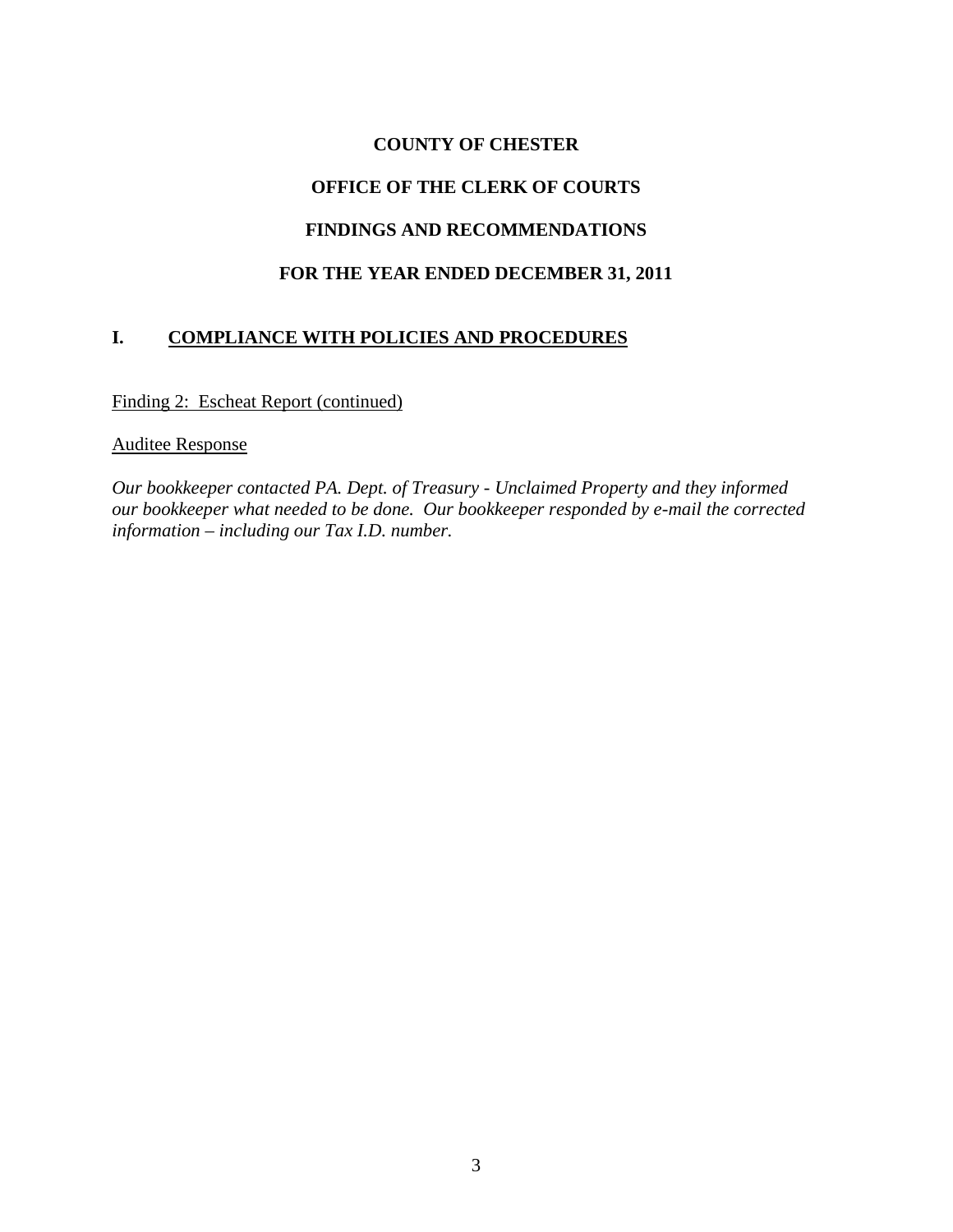# COUNTY OF CHESTER

## OFFICE OF THE CLERK OF COURTS

## FINDINGS AND RECOMMENDATIONS

## FOR THE YEAR ENDED DECEMBER 31, 2011

## I. COMPLIANCE WITH POLICIES AND PROCEDURES

Finding 2: Escheat Report (continued)

Auditee Response

*Our bookkeeper contacted PA. Dept. of Treasury - Unclaimed Property and they informed our bookkeeper what needed to be done. Our bookkeeper responded by e-mail the corrected information – including our Tax I.D. number.*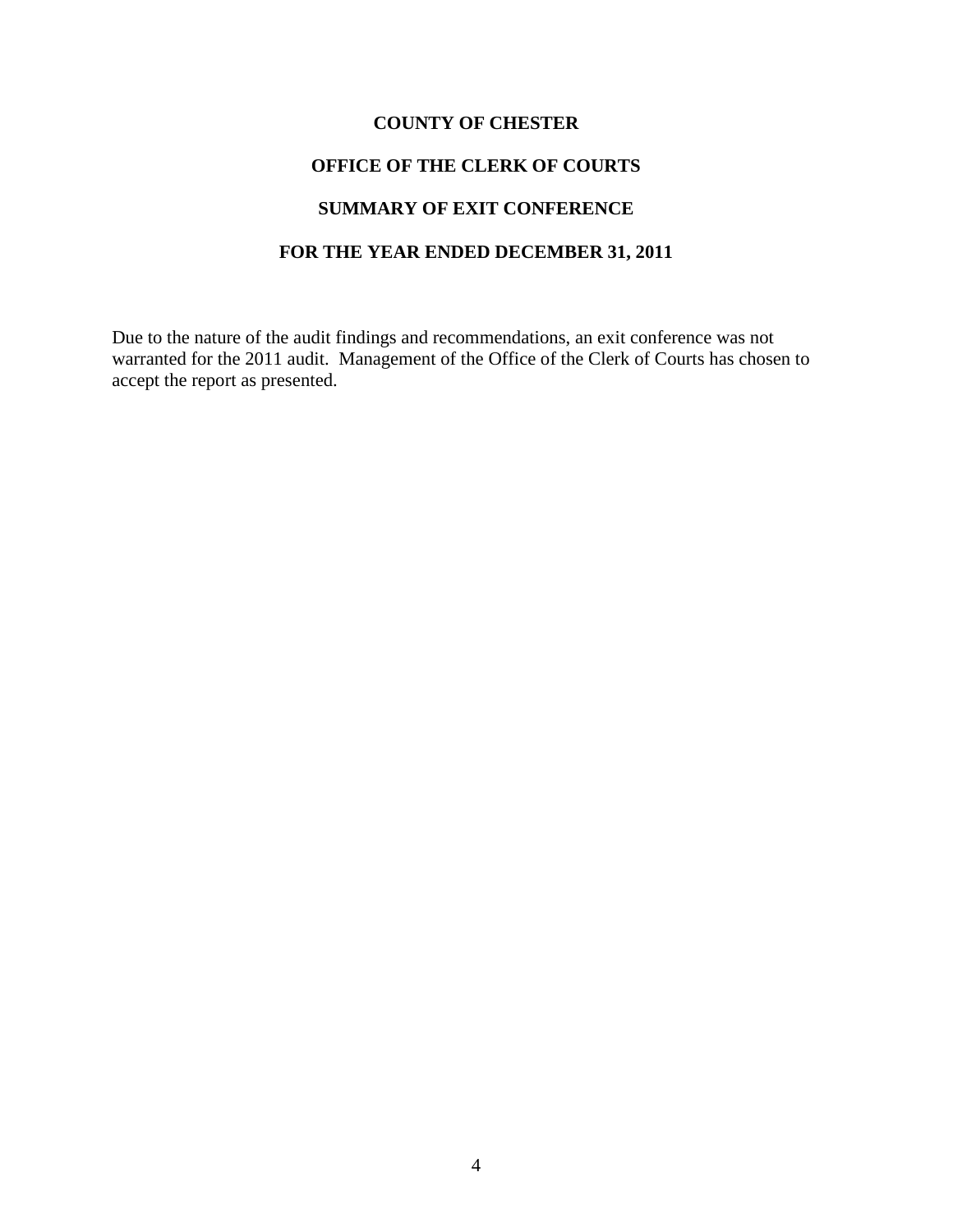**COUNTY OF CHESTER**

**OFFICE OF THE CLERK OF COURTS**

**SUMMARY OF EXIT CONFERENCE**

**FOR THE YEAR ENDED DECEMBER 31, 2011**

Due to the nature of the audit findings and recommendations, an exit conference was not warranted for the 2011 audit. Management of the Office of the Clerk of Courts has chosen to accept the report as presented.